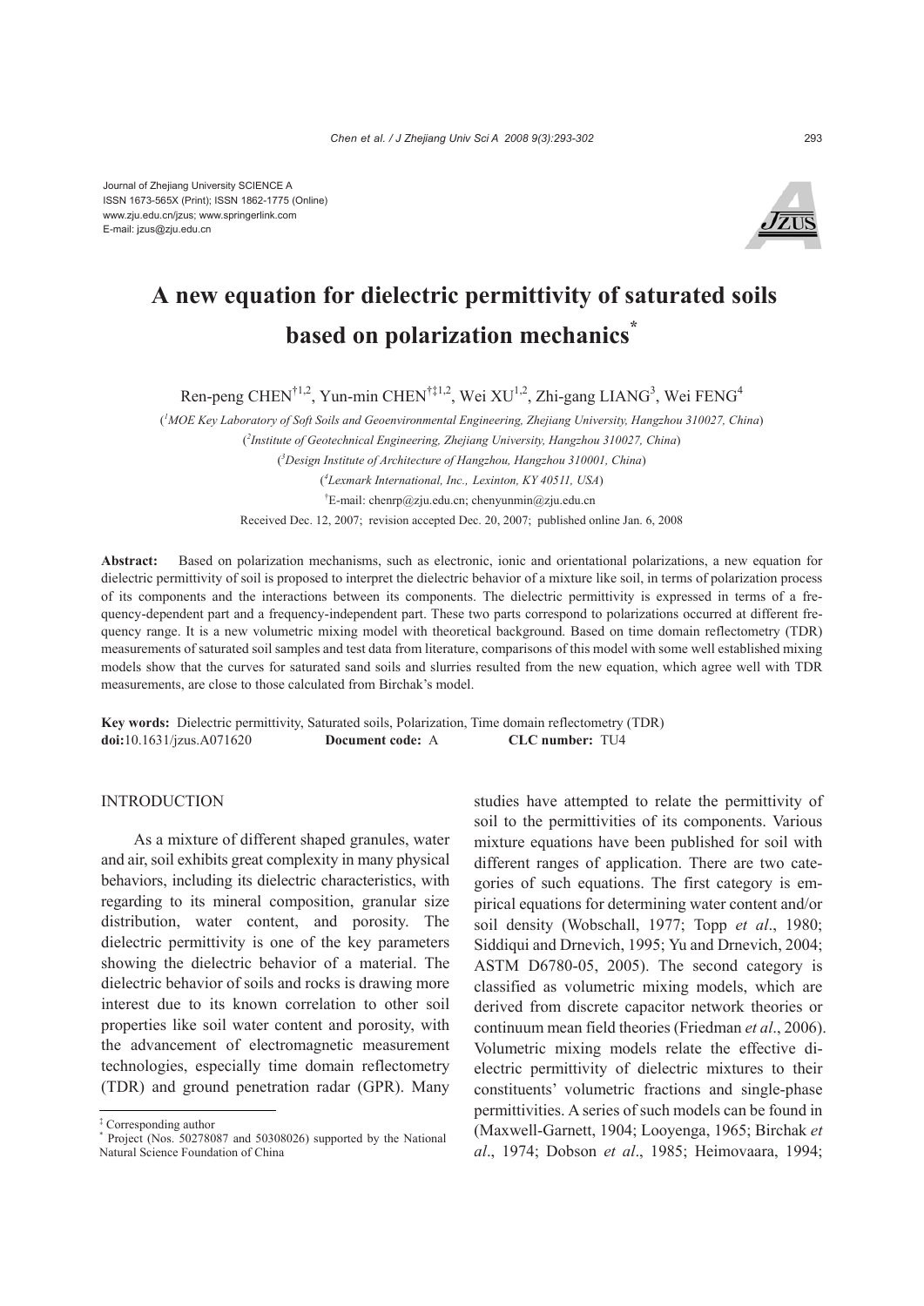Journal of Zhejiang University SCIENCE A
ISSN 1673-565X (Print); ISSN 1862-1775 (Online)
www.zju.edu.cn/jzus; www.springerlink.com
E-mail: jzus@zju.edu.cn

# A new equation for dielectric permittivity of saturated soils based on polarization mechanics*

Ren-peng CHEN[†1,2], Yun-min CHEN[†‡1,2], Wei XU[1,2], Zhi-gang LIANG[3], Wei FENG[4]

([1]MOE Key Laboratory of Soft Soils and Geoenvironmental Engineering, Zhejiang University, Hangzhou 310027, China)

([2]Institute of Geotechnical Engineering, Zhejiang University, Hangzhou 310027, China)

([3]Design Institute of Architecture of Hangzhou, Hangzhou 310001, China)

([4]Lexmark International, Inc., Lexinton, KY 40511, USA)

[†]E-mail: chenrp@zju.edu.cn; chenyunmin@zju.edu.cn

Received Dec. 12, 2007; revision accepted Dec. 20, 2007; published online Jan. 6, 2008

**Abstract:** Based on polarization mechanisms, such as electronic, ionic and orientational polarizations, a new equation for dielectric permittivity of soil is proposed to interpret the dielectric behavior of a mixture like soil, in terms of polarization process of its components and the interactions between its components. The dielectric permittivity is expressed in terms of a frequency-dependent part and a frequency-independent part. These two parts correspond to polarizations occurred at different frequency range. It is a new volumetric mixing model with theoretical background. Based on time domain reflectometry (TDR) measurements of saturated soil samples and test data from literature, comparisons of this model with some well established mixing models show that the curves for saturated sand soils and slurries resulted from the new equation, which agree well with TDR measurements, are close to those calculated from Birchak's model.

**Key words:** Dielectric permittivity, Saturated soils, Polarization, Time domain reflectometry (TDR)
**doi:**10.1631/jzus.A071620 **Document code:** A **CLC number:** TU4

## INTRODUCTION

As a mixture of different shaped granules, water and air, soil exhibits great complexity in many physical behaviors, including its dielectric characteristics, with regarding to its mineral composition, granular size distribution, water content, and porosity. The dielectric permittivity is one of the key parameters showing the dielectric behavior of a material. The dielectric behavior of soils and rocks is drawing more interest due to its known correlation to other soil properties like soil water content and porosity, with the advancement of electromagnetic measurement technologies, especially time domain reflectometry (TDR) and ground penetration radar (GPR). Many studies have attempted to relate the permittivity of soil to the permittivities of its components. Various mixture equations have been published for soil with different ranges of application. There are two categories of such equations. The first category is empirical equations for determining water content and/or soil density (Wobschall, 1977; Topp *et al*., 1980; Siddiqui and Drnevich, 1995; Yu and Drnevich, 2004; ASTM D6780-05, 2005). The second category is classified as volumetric mixing models, which are derived from discrete capacitor network theories or continuum mean field theories (Friedman *et al*., 2006). Volumetric mixing models relate the effective dielectric permittivity of dielectric mixtures to their constituents' volumetric fractions and single-phase permittivities. A series of such models can be found in (Maxwell-Garnett, 1904; Looyenga, 1965; Birchak *et al*., 1974; Dobson *et al*., 1985; Heimovaara, 1994;

‡ Corresponding author
\* Project (Nos. 50278087 and 50308026) supported by the National Natural Science Foundation of China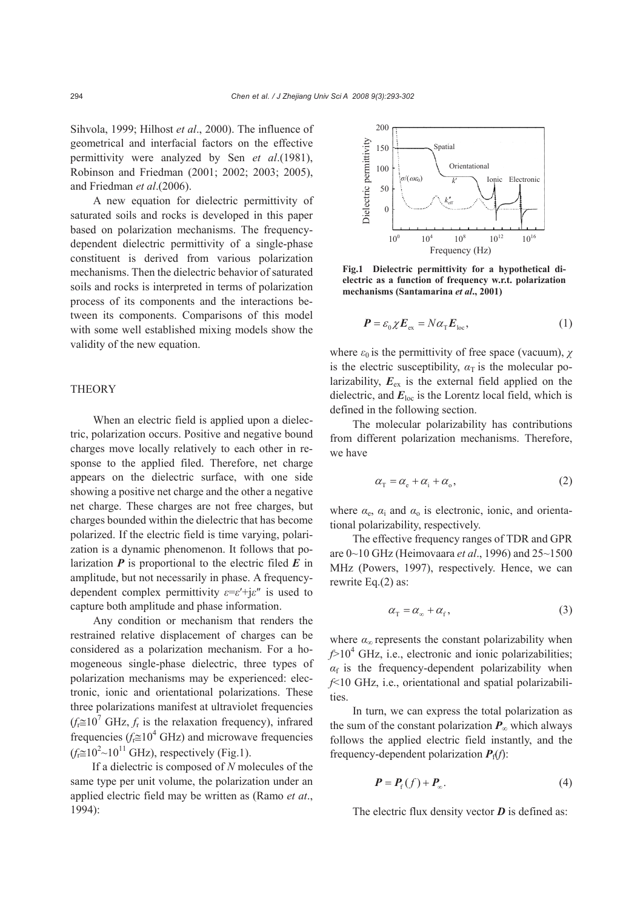Sihvola, 1999; Hilhost *et al*., 2000). The influence of geometrical and interfacial factors on the effective permittivity were analyzed by Sen *et al*.(1981), Robinson and Friedman (2001; 2002; 2003; 2005), and Friedman *et al*.(2006).

A new equation for dielectric permittivity of saturated soils and rocks is developed in this paper based on polarization mechanisms. The frequency-dependent dielectric permittivity of a single-phase constituent is derived from various polarization mechanisms. Then the dielectric behavior of saturated soils and rocks is interpreted in terms of polarization process of its components and the interactions between its components. Comparisons of this model with some well established mixing models show the validity of the new equation.

## THEORY

When an electric field is applied upon a dielectric, polarization occurs. Positive and negative bound charges move locally relatively to each other in response to the applied filed. Therefore, net charge appears on the dielectric surface, with one side showing a positive net charge and the other a negative net charge. These charges are not free charges, but charges bounded within the dielectric that has become polarized. If the electric field is time varying, polarization is a dynamic phenomenon. It follows that polarization $\boldsymbol{P}$ is proportional to the electric filed $\boldsymbol{E}$ in amplitude, but not necessarily in phase. A frequency-dependent complex permittivity $\varepsilon=\varepsilon'+\mathrm{j}\varepsilon''$ is used to capture both amplitude and phase information.

Any condition or mechanism that renders the restrained relative displacement of charges can be considered as a polarization mechanism. For a homogeneous single-phase dielectric, three types of polarization mechanisms may be experienced: electronic, ionic and orientational polarizations. These three polarizations manifest at ultraviolet frequencies ($f_r\cong10^7$ GHz, $f_r$ is the relaxation frequency), infrared frequencies ($f_r\cong10^4$ GHz) and microwave frequencies ($f_r\cong10^2\sim10^{11}$ GHz), respectively (Fig.1).

If a dielectric is composed of $N$ molecules of the same type per unit volume, the polarization under an applied electric field may be written as (Ramo *et at*., 1994):

**Fig.1 Dielectric permittivity for a hypothetical dielectric as a function of frequency w.r.t. polarization mechanisms (Santamarina *et al*., 2001)**

$$\boldsymbol{P}=\varepsilon_0\chi\boldsymbol{E}_{\mathrm{ex}}=N\alpha_{\mathrm{T}}\boldsymbol{E}_{\mathrm{loc}}, \tag{1}$$

where $\varepsilon_0$ is the permittivity of free space (vacuum), $\chi$ is the electric susceptibility, $\alpha_{\mathrm{T}}$ is the molecular polarizability, $\boldsymbol{E}_{\mathrm{ex}}$ is the external field applied on the dielectric, and $\boldsymbol{E}_{\mathrm{loc}}$ is the Lorentz local field, which is defined in the following section.

The molecular polarizability has contributions from different polarization mechanisms. Therefore, we have

$$\alpha_{\mathrm{T}}=\alpha_{\mathrm{e}}+\alpha_{\mathrm{i}}+\alpha_{\mathrm{o}}, \tag{2}$$

where $\alpha_{\mathrm{e}}$, $\alpha_{\mathrm{i}}$ and $\alpha_{\mathrm{o}}$ is electronic, ionic, and orientational polarizability, respectively.

The effective frequency ranges of TDR and GPR are 0~10 GHz (Heimovaara *et al*., 1996) and 25~1500 MHz (Powers, 1997), respectively. Hence, we can rewrite Eq.(2) as:

$$\alpha_{\mathrm{T}}=\alpha_{\infty}+\alpha_{\mathrm{f}}, \tag{3}$$

where $\alpha_{\infty}$ represents the constant polarizability when $f>10^4$ GHz, i.e., electronic and ionic polarizabilities; $\alpha_{\mathrm{f}}$ is the frequency-dependent polarizability when $f<10$ GHz, i.e., orientational and spatial polarizabilities.

In turn, we can express the total polarization as the sum of the constant polarization $\boldsymbol{P}_{\infty}$ which always follows the applied electric field instantly, and the frequency-dependent polarization $\boldsymbol{P}_{\mathrm{f}}(f)$:

$$\boldsymbol{P}=\boldsymbol{P}_{\mathrm{f}}(f)+\boldsymbol{P}_{\infty}. \tag{4}$$

The electric flux density vector $\boldsymbol{D}$ is defined as: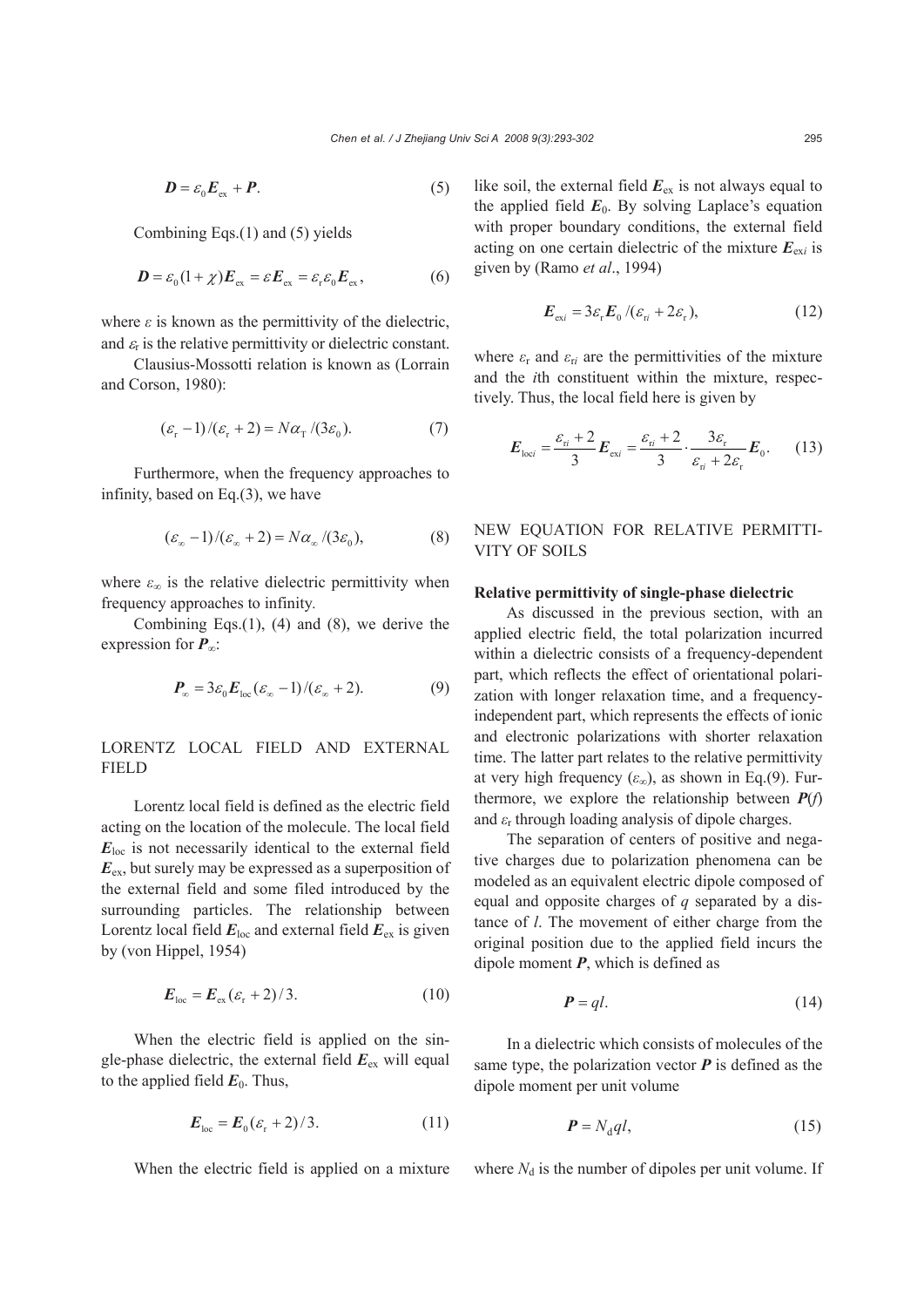$$\boldsymbol{D}=\varepsilon_0\boldsymbol{E}_{\rm ex}+\boldsymbol{P}. \quad (5)$$

Combining Eqs.(1) and (5) yields

$$\boldsymbol{D}=\varepsilon_0(1+\chi)\boldsymbol{E}_{\rm ex}=\varepsilon\boldsymbol{E}_{\rm ex}=\varepsilon_{\rm r}\varepsilon_0\boldsymbol{E}_{\rm ex}, \quad (6)$$

where $\varepsilon$ is known as the permittivity of the dielectric, and $\varepsilon_{\rm r}$ is the relative permittivity or dielectric constant.

Clausius-Mossotti relation is known as (Lorrain and Corson, 1980):

$$(\varepsilon_{\rm r}-1)/(\varepsilon_{\rm r}+2)=N\alpha_{\rm T}/(3\varepsilon_0). \quad (7)$$

Furthermore, when the frequency approaches to infinity, based on Eq.(3), we have

$$(\varepsilon_\infty-1)/(\varepsilon_\infty+2)=N\alpha_\infty/(3\varepsilon_0), \quad (8)$$

where $\varepsilon_\infty$ is the relative dielectric permittivity when frequency approaches to infinity.

Combining Eqs.(1), (4) and (8), we derive the expression for $\boldsymbol{P}_\infty$:

$$\boldsymbol{P}_\infty=3\varepsilon_0\boldsymbol{E}_{\rm loc}(\varepsilon_\infty-1)/(\varepsilon_\infty+2). \quad (9)$$

## LORENTZ LOCAL FIELD AND EXTERNAL FIELD

Lorentz local field is defined as the electric field acting on the location of the molecule. The local field $\boldsymbol{E}_{\rm loc}$ is not necessarily identical to the external field $\boldsymbol{E}_{\rm ex}$, but surely may be expressed as a superposition of the external field and some filed introduced by the surrounding particles. The relationship between Lorentz local field $\boldsymbol{E}_{\rm loc}$ and external field $\boldsymbol{E}_{\rm ex}$ is given by (von Hippel, 1954)

$$\boldsymbol{E}_{\rm loc}=\boldsymbol{E}_{\rm ex}(\varepsilon_{\rm r}+2)/3. \quad (10)$$

When the electric field is applied on the single-phase dielectric, the external field $\boldsymbol{E}_{\rm ex}$ will equal to the applied field $\boldsymbol{E}_0$. Thus,

$$\boldsymbol{E}_{\rm loc}=\boldsymbol{E}_0(\varepsilon_{\rm r}+2)/3. \quad (11)$$

When the electric field is applied on a mixture like soil, the external field $\boldsymbol{E}_{\rm ex}$ is not always equal to the applied field $\boldsymbol{E}_0$. By solving Laplace's equation with proper boundary conditions, the external field acting on one certain dielectric of the mixture $\boldsymbol{E}_{{\rm ex}i}$ is given by (Ramo *et al*., 1994)

$$\boldsymbol{E}_{{\rm ex}i}=3\varepsilon_{\rm r}\boldsymbol{E}_0/(\varepsilon_{{\rm r}i}+2\varepsilon_{\rm r}), \quad (12)$$

where $\varepsilon_{\rm r}$ and $\varepsilon_{{\rm r}i}$ are the permittivities of the mixture and the *i*th constituent within the mixture, respectively. Thus, the local field here is given by

$$\boldsymbol{E}_{{\rm loc}i}=\frac{\varepsilon_{{\rm r}i}+2}{3}\boldsymbol{E}_{{\rm ex}i}=\frac{\varepsilon_{{\rm r}i}+2}{3}\cdot\frac{3\varepsilon_{\rm r}}{\varepsilon_{{\rm r}i}+2\varepsilon_{\rm r}}\boldsymbol{E}_0. \quad (13)$$

## NEW EQUATION FOR RELATIVE PERMITTIVITY OF SOILS

### Relative permittivity of single-phase dielectric

As discussed in the previous section, with an applied electric field, the total polarization incurred within a dielectric consists of a frequency-dependent part, which reflects the effect of orientational polarization with longer relaxation time, and a frequency-independent part, which represents the effects of ionic and electronic polarizations with shorter relaxation time. The latter part relates to the relative permittivity at very high frequency ($\varepsilon_\infty$), as shown in Eq.(9). Furthermore, we explore the relationship between $\boldsymbol{P}(f)$ and $\varepsilon_{\rm r}$ through loading analysis of dipole charges.

The separation of centers of positive and negative charges due to polarization phenomena can be modeled as an equivalent electric dipole composed of equal and opposite charges of $q$ separated by a distance of $l$. The movement of either charge from the original position due to the applied field incurs the dipole moment $\boldsymbol{P}$, which is defined as

$$\boldsymbol{P}=ql. \quad (14)$$

In a dielectric which consists of molecules of the same type, the polarization vector $\boldsymbol{P}$ is defined as the dipole moment per unit volume

$$\boldsymbol{P}=N_{\rm d}ql, \quad (15)$$

where $N_{\rm d}$ is the number of dipoles per unit volume. If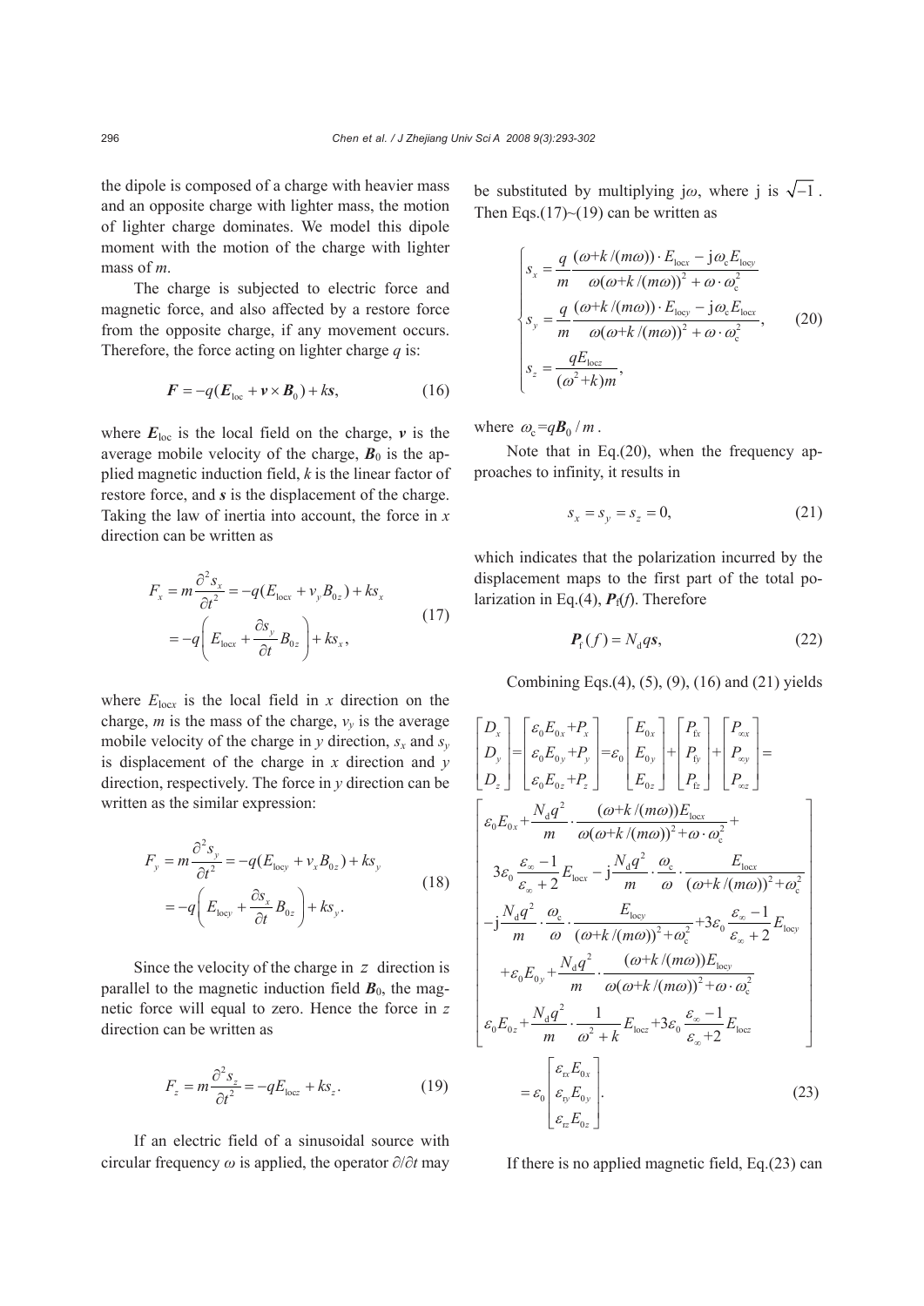the dipole is composed of a charge with heavier mass and an opposite charge with lighter mass, the motion of lighter charge dominates. We model this dipole moment with the motion of the charge with lighter mass of $m$.

The charge is subjected to electric force and magnetic force, and also affected by a restore force from the opposite charge, if any movement occurs. Therefore, the force acting on lighter charge $q$ is:

$$\boldsymbol{F} = -q(\boldsymbol{E}_{\text{loc}} + \boldsymbol{v} \times \boldsymbol{B}_0) + k\boldsymbol{s}, \tag{16}$$

where $\boldsymbol{E}_{\text{loc}}$ is the local field on the charge, $\boldsymbol{v}$ is the average mobile velocity of the charge, $\boldsymbol{B}_0$ is the applied magnetic induction field, $k$ is the linear factor of restore force, and $\boldsymbol{s}$ is the displacement of the charge. Taking the law of inertia into account, the force in $x$ direction can be written as

$$\begin{aligned} F_x = m\frac{\partial^2 s_x}{\partial t^2} &= -q(E_{\text{loc}x} + v_y B_{0z}) + k s_x \\ &= -q\left(E_{\text{loc}x} + \frac{\partial s_y}{\partial t} B_{0z}\right) + k s_x, \end{aligned} \tag{17}$$

where $E_{\text{loc}x}$ is the local field in $x$ direction on the charge, $m$ is the mass of the charge, $v_y$ is the average mobile velocity of the charge in $y$ direction, $s_x$ and $s_y$ is displacement of the charge in $x$ direction and $y$ direction, respectively. The force in $y$ direction can be written as the similar expression:

$$\begin{aligned} F_y = m\frac{\partial^2 s_y}{\partial t^2} &= -q(E_{\text{loc}y} + v_x B_{0z}) + k s_y \\ &= -q\left(E_{\text{loc}y} + \frac{\partial s_x}{\partial t} B_{0z}\right) + k s_y. \end{aligned} \tag{18}$$

Since the velocity of the charge in $z$ direction is parallel to the magnetic induction field $\boldsymbol{B}_0$, the magnetic force will equal to zero. Hence the force in $z$ direction can be written as

$$F_z = m\frac{\partial^2 s_z}{\partial t^2} = -qE_{\text{loc}z} + k s_z. \tag{19}$$

If an electric field of a sinusoidal source with circular frequency $\omega$ is applied, the operator $\partial/\partial t$ may be substituted by multiplying j$\omega$, where j is $\sqrt{-1}$. Then Eqs.(17)~(19) can be written as

$$\begin{cases} s_x = \dfrac{q}{m}\dfrac{(\omega + k/(m\omega))\cdot E_{\text{loc}x} - \mathrm{j}\omega_\text{c} E_{\text{loc}y}}{\omega(\omega + k/(m\omega))^2 + \omega\cdot\omega_\text{c}^2} \\ s_y = \dfrac{q}{m}\dfrac{(\omega + k/(m\omega))\cdot E_{\text{loc}y} - \mathrm{j}\omega_\text{c} E_{\text{loc}x}}{\omega(\omega + k/(m\omega))^2 + \omega\cdot\omega_\text{c}^2}, \\ s_z = \dfrac{qE_{\text{loc}z}}{(\omega^2 + k)m}, \end{cases} \tag{20}$$

where $\omega_\text{c} = q\boldsymbol{B}_0/m$.

Note that in Eq.(20), when the frequency approaches to infinity, it results in

$$s_x = s_y = s_z = 0, \tag{21}$$

which indicates that the polarization incurred by the displacement maps to the first part of the total polarization in Eq.(4), $\boldsymbol{P}_\text{f}(f)$. Therefore

$$\boldsymbol{P}_\text{f}(f) = N_\text{d} q\boldsymbol{s}, \tag{22}$$

Combining Eqs.(4), (5), (9), (16) and (21) yields

$$\begin{aligned} \begin{bmatrix} D_x \\ D_y \\ D_z \end{bmatrix} &= \begin{bmatrix} \varepsilon_0 E_{0x} + P_x \\ \varepsilon_0 E_{0y} + P_y \\ \varepsilon_0 E_{0z} + P_z \end{bmatrix} = \varepsilon_0 \begin{bmatrix} E_{0x} \\ E_{0y} \\ E_{0z} \end{bmatrix} + \begin{bmatrix} P_{\text{f}x} \\ P_{\text{f}y} \\ P_{\text{f}z} \end{bmatrix} + \begin{bmatrix} P_{\infty x} \\ P_{\infty y} \\ P_{\infty z} \end{bmatrix} = \\ &\begin{bmatrix} \varepsilon_0 E_{0x} + \dfrac{N_\text{d} q^2}{m}\cdot\dfrac{(\omega + k/(m\omega))E_{\text{loc}x}}{\omega(\omega + k/(m\omega))^2 + \omega\cdot\omega_\text{c}^2} + \\ 3\varepsilon_0\dfrac{\varepsilon_\infty - 1}{\varepsilon_\infty + 2}E_{\text{loc}x} - \mathrm{j}\dfrac{N_\text{d} q^2}{m}\cdot\dfrac{\omega_\text{c}}{\omega}\cdot\dfrac{E_{\text{loc}x}}{(\omega + k/(m\omega))^2 + \omega_\text{c}^2} \\ -\mathrm{j}\dfrac{N_\text{d} q^2}{m}\cdot\dfrac{\omega_\text{c}}{\omega}\cdot\dfrac{E_{\text{loc}y}}{(\omega + k/(m\omega))^2 + \omega_\text{c}^2} + 3\varepsilon_0\dfrac{\varepsilon_\infty - 1}{\varepsilon_\infty + 2}E_{\text{loc}y} \\ + \varepsilon_0 E_{0y} + \dfrac{N_\text{d} q^2}{m}\cdot\dfrac{(\omega + k/(m\omega))E_{\text{loc}y}}{\omega(\omega + k/(m\omega))^2 + \omega\cdot\omega_\text{c}^2} \\ \varepsilon_0 E_{0z} + \dfrac{N_\text{d} q^2}{m}\cdot\dfrac{1}{\omega^2 + k}E_{\text{loc}z} + 3\varepsilon_0\dfrac{\varepsilon_\infty - 1}{\varepsilon_\infty + 2}E_{\text{loc}z} \end{bmatrix} \\ &= \varepsilon_0 \begin{bmatrix} \varepsilon_{\text{r}x} E_{0x} \\ \varepsilon_{\text{r}y} E_{0y} \\ \varepsilon_{\text{r}z} E_{0z} \end{bmatrix}. \end{aligned} \tag{23}$$

If there is no applied magnetic field, Eq.(23) can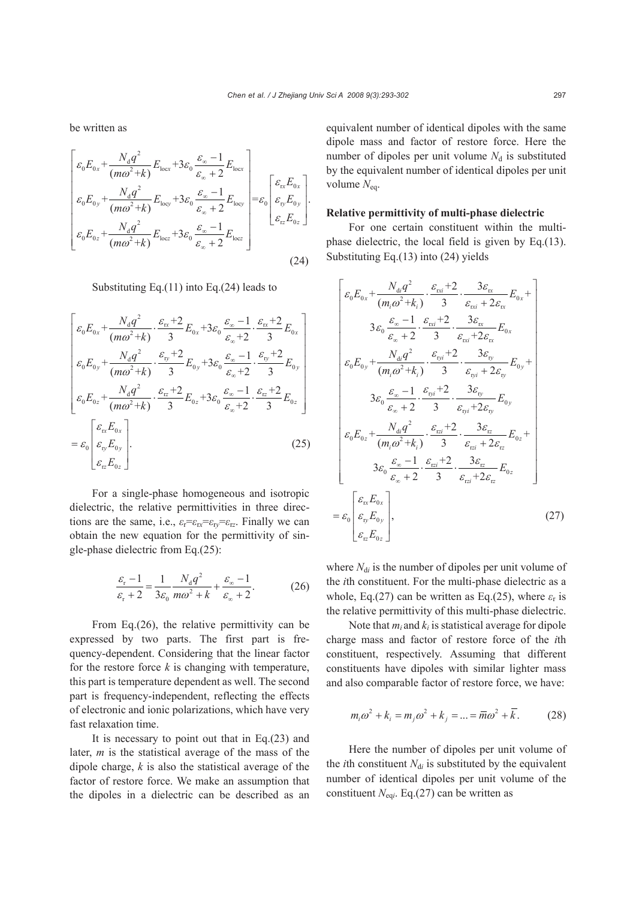be written as

$$
\begin{bmatrix}
\varepsilon_0 E_{0x} + \dfrac{N_d q^2}{(m\omega^2 + k)} E_{locx} + 3\varepsilon_0 \dfrac{\varepsilon_\infty - 1}{\varepsilon_\infty + 2} E_{locx} \\
\varepsilon_0 E_{0y} + \dfrac{N_d q^2}{(m\omega^2 + k)} E_{locy} + 3\varepsilon_0 \dfrac{\varepsilon_\infty - 1}{\varepsilon_\infty + 2} E_{locy} \\
\varepsilon_0 E_{0z} + \dfrac{N_d q^2}{(m\omega^2 + k)} E_{locz} + 3\varepsilon_0 \dfrac{\varepsilon_\infty - 1}{\varepsilon_\infty + 2} E_{locz}
\end{bmatrix}
= \varepsilon_0 \begin{bmatrix} \varepsilon_{rx} E_{0x} \\ \varepsilon_{ry} E_{0y} \\ \varepsilon_{rz} E_{0z} \end{bmatrix}. \tag{24}
$$

Substituting Eq.(11) into Eq.(24) leads to

$$
\begin{bmatrix}
\varepsilon_0 E_{0x} + \dfrac{N_d q^2}{(m\omega^2 + k)} \cdot \dfrac{\varepsilon_{rx} + 2}{3} E_{0x} + 3\varepsilon_0 \dfrac{\varepsilon_\infty - 1}{\varepsilon_\infty + 2} \cdot \dfrac{\varepsilon_{rx} + 2}{3} E_{0x} \\
\varepsilon_0 E_{0y} + \dfrac{N_d q^2}{(m\omega^2 + k)} \cdot \dfrac{\varepsilon_{ry} + 2}{3} E_{0y} + 3\varepsilon_0 \dfrac{\varepsilon_\infty - 1}{\varepsilon_\infty + 2} \cdot \dfrac{\varepsilon_{ry} + 2}{3} E_{0y} \\
\varepsilon_0 E_{0z} + \dfrac{N_d q^2}{(m\omega^2 + k)} \cdot \dfrac{\varepsilon_{rz} + 2}{3} E_{0z} + 3\varepsilon_0 \dfrac{\varepsilon_\infty - 1}{\varepsilon_\infty + 2} \cdot \dfrac{\varepsilon_{rz} + 2}{3} E_{0z}
\end{bmatrix}
= \varepsilon_0 \begin{bmatrix} \varepsilon_{rx} E_{0x} \\ \varepsilon_{ry} E_{0y} \\ \varepsilon_{rz} E_{0z} \end{bmatrix}. \tag{25}
$$

For a single-phase homogeneous and isotropic dielectric, the relative permittivities in three directions are the same, i.e., $\varepsilon_r = \varepsilon_{rx} = \varepsilon_{ry} = \varepsilon_{rz}$. Finally we can obtain the new equation for the permittivity of single-phase dielectric from Eq.(25):

$$
\frac{\varepsilon_r - 1}{\varepsilon_r + 2} = \frac{1}{3\varepsilon_0} \frac{N_d q^2}{m\omega^2 + k} + \frac{\varepsilon_\infty - 1}{\varepsilon_\infty + 2}. \tag{26}
$$

From Eq.(26), the relative permittivity can be expressed by two parts. The first part is frequency-dependent. Considering that the linear factor for the restore force $k$ is changing with temperature, this part is temperature dependent as well. The second part is frequency-independent, reflecting the effects of electronic and ionic polarizations, which have very fast relaxation time.

It is necessary to point out that in Eq.(23) and later, $m$ is the statistical average of the mass of the dipole charge, $k$ is also the statistical average of the factor of restore force. We make an assumption that the dipoles in a dielectric can be described as an equivalent number of identical dipoles with the same dipole mass and factor of restore force. Here the number of dipoles per unit volume $N_d$ is substituted by the equivalent number of identical dipoles per unit volume $N_{eq}$.

**Relative permittivity of multi-phase dielectric**

For one certain constituent within the multi-phase dielectric, the local field is given by Eq.(13). Substituting Eq.(13) into (24) yields

$$
\begin{bmatrix}
\varepsilon_0 E_{0x} + \dfrac{N_{di} q^2}{(m_i\omega^2 + k_i)} \cdot \dfrac{\varepsilon_{rxi} + 2}{3} \cdot \dfrac{3\varepsilon_{rx}}{\varepsilon_{rxi} + 2\varepsilon_{rx}} E_{0x} + \\
3\varepsilon_0 \dfrac{\varepsilon_\infty - 1}{\varepsilon_\infty + 2} \cdot \dfrac{\varepsilon_{rxi} + 2}{3} \cdot \dfrac{3\varepsilon_{rx}}{\varepsilon_{rxi} + 2\varepsilon_{rx}} E_{0x} \\
\varepsilon_0 E_{0y} + \dfrac{N_{di} q^2}{(m_i\omega^2 + k_i)} \cdot \dfrac{\varepsilon_{ryi} + 2}{3} \cdot \dfrac{3\varepsilon_{ry}}{\varepsilon_{ryi} + 2\varepsilon_{ry}} E_{0y} + \\
3\varepsilon_0 \dfrac{\varepsilon_\infty - 1}{\varepsilon_\infty + 2} \cdot \dfrac{\varepsilon_{ryi} + 2}{3} \cdot \dfrac{3\varepsilon_{ry}}{\varepsilon_{ryi} + 2\varepsilon_{ry}} E_{0y} \\
\varepsilon_0 E_{0z} + \dfrac{N_{di} q^2}{(m_i\omega^2 + k_i)} \cdot \dfrac{\varepsilon_{rzi} + 2}{3} \cdot \dfrac{3\varepsilon_{rz}}{\varepsilon_{rzi} + 2\varepsilon_{rz}} E_{0z} + \\
3\varepsilon_0 \dfrac{\varepsilon_\infty - 1}{\varepsilon_\infty + 2} \cdot \dfrac{\varepsilon_{rzi} + 2}{3} \cdot \dfrac{3\varepsilon_{rz}}{\varepsilon_{rzi} + 2\varepsilon_{rz}} E_{0z}
\end{bmatrix}
= \varepsilon_0 \begin{bmatrix} \varepsilon_{rx} E_{0x} \\ \varepsilon_{ry} E_{0y} \\ \varepsilon_{rz} E_{0z} \end{bmatrix}, \tag{27}
$$

where $N_{di}$ is the number of dipoles per unit volume of the $i$th constituent. For the multi-phase dielectric as a whole, Eq.(27) can be written as Eq.(25), where $\varepsilon_r$ is the relative permittivity of this multi-phase dielectric.

Note that $m_i$ and $k_i$ is statistical average for dipole charge mass and factor of restore force of the $i$th constituent, respectively. Assuming that different constituents have dipoles with similar lighter mass and also comparable factor of restore force, we have:

$$
m_i\omega^2 + k_i = m_j\omega^2 + k_j = \ldots = \overline{m}\omega^2 + \overline{k}. \tag{28}
$$

Here the number of dipoles per unit volume of the $i$th constituent $N_{di}$ is substituted by the equivalent number of identical dipoles per unit volume of the constituent $N_{eqi}$. Eq.(27) can be written as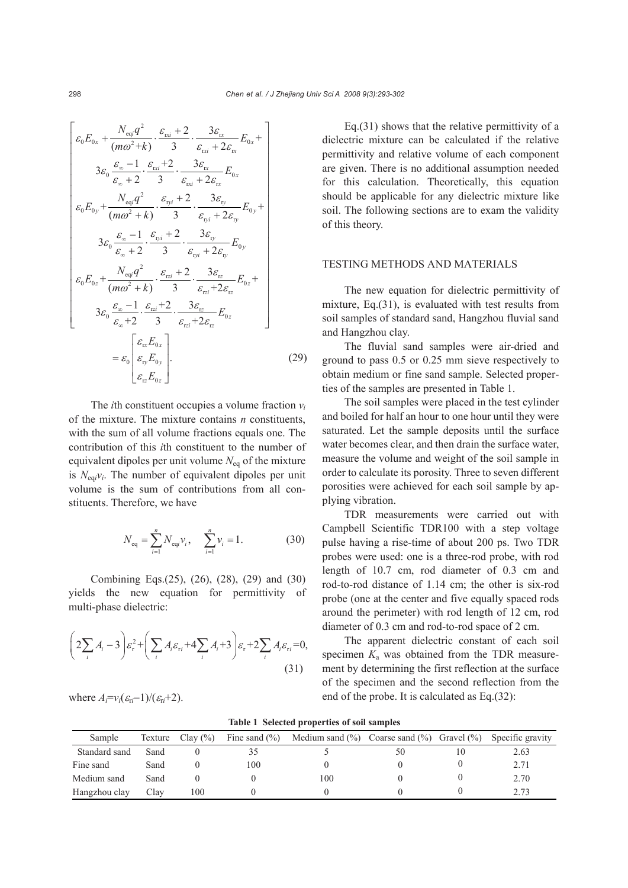$$
\begin{bmatrix}
\varepsilon_0 E_{0x} + \dfrac{N_{\mathrm{eq}i} q^2}{(m\omega^2+k)} \cdot \dfrac{\varepsilon_{\mathrm{r}xi}+2}{3} \cdot \dfrac{3\varepsilon_{\mathrm{r}x}}{\varepsilon_{\mathrm{r}xi}+2\varepsilon_{\mathrm{r}x}} E_{0x} + \\
3\varepsilon_0 \dfrac{\varepsilon_\infty - 1}{\varepsilon_\infty + 2} \cdot \dfrac{\varepsilon_{\mathrm{r}xi}+2}{3} \cdot \dfrac{3\varepsilon_{\mathrm{r}x}}{\varepsilon_{\mathrm{r}xi}+2\varepsilon_{\mathrm{r}x}} E_{0x} \\
\varepsilon_0 E_{0y} + \dfrac{N_{\mathrm{eq}i} q^2}{(m\omega^2+k)} \cdot \dfrac{\varepsilon_{\mathrm{r}yi}+2}{3} \cdot \dfrac{3\varepsilon_{\mathrm{r}y}}{\varepsilon_{\mathrm{r}yi}+2\varepsilon_{\mathrm{r}y}} E_{0y} + \\
3\varepsilon_0 \dfrac{\varepsilon_\infty - 1}{\varepsilon_\infty + 2} \cdot \dfrac{\varepsilon_{\mathrm{r}yi}+2}{3} \cdot \dfrac{3\varepsilon_{\mathrm{r}y}}{\varepsilon_{\mathrm{r}yi}+2\varepsilon_{\mathrm{r}y}} E_{0y} \\
\varepsilon_0 E_{0z} + \dfrac{N_{\mathrm{eq}i} q^2}{(m\omega^2+k)} \cdot \dfrac{\varepsilon_{\mathrm{r}zi}+2}{3} \cdot \dfrac{3\varepsilon_{\mathrm{r}z}}{\varepsilon_{\mathrm{r}zi}+2\varepsilon_{\mathrm{r}z}} E_{0z} + \\
3\varepsilon_0 \dfrac{\varepsilon_\infty - 1}{\varepsilon_\infty + 2} \cdot \dfrac{\varepsilon_{\mathrm{r}zi}+2}{3} \cdot \dfrac{3\varepsilon_{\mathrm{r}z}}{\varepsilon_{\mathrm{r}zi}+2\varepsilon_{\mathrm{r}z}} E_{0z}
\end{bmatrix}
= \varepsilon_0 \begin{bmatrix} \varepsilon_{\mathrm{r}x} E_{0x} \\ \varepsilon_{\mathrm{r}y} E_{0y} \\ \varepsilon_{\mathrm{r}z} E_{0z} \end{bmatrix}. \tag{29}
$$

The $i$th constituent occupies a volume fraction $v_i$ of the mixture. The mixture contains $n$ constituents, with the sum of all volume fractions equals one. The contribution of this $i$th constituent to the number of equivalent dipoles per unit volume $N_{\mathrm{eq}}$ of the mixture is $N_{\mathrm{eq}i}v_i$. The number of equivalent dipoles per unit volume is the sum of contributions from all constituents. Therefore, we have

$$
N_{\mathrm{eq}} = \sum_{i=1}^{n} N_{\mathrm{eq}i} v_i, \quad \sum_{i=1}^{n} v_i = 1. \tag{30}
$$

Combining Eqs.(25), (26), (28), (29) and (30) yields the new equation for permittivity of multi-phase dielectric:

$$
\left(2\sum_i A_i - 3\right)\varepsilon_{\mathrm{r}}^2 + \left(\sum_i A_i \varepsilon_{\mathrm{r}i} + 4\sum_i A_i + 3\right)\varepsilon_{\mathrm{r}} + 2\sum_i A_i \varepsilon_{\mathrm{r}i} = 0, \tag{31}
$$

where $A_i = v_i(\varepsilon_{\mathrm{r}i} - 1)/(\varepsilon_{\mathrm{r}i} + 2)$.

Eq.(31) shows that the relative permittivity of a dielectric mixture can be calculated if the relative permittivity and relative volume of each component are given. There is no additional assumption needed for this calculation. Theoretically, this equation should be applicable for any dielectric mixture like soil. The following sections are to exam the validity of this theory.

## TESTING METHODS AND MATERIALS

The new equation for dielectric permittivity of mixture, Eq.(31), is evaluated with test results from soil samples of standard sand, Hangzhou fluvial sand and Hangzhou clay.

The fluvial sand samples were air-dried and ground to pass 0.5 or 0.25 mm sieve respectively to obtain medium or fine sand sample. Selected properties of the samples are presented in Table 1.

The soil samples were placed in the test cylinder and boiled for half an hour to one hour until they were saturated. Let the sample deposits until the surface water becomes clear, and then drain the surface water, measure the volume and weight of the soil sample in order to calculate its porosity. Three to seven different porosities were achieved for each soil sample by applying vibration.

TDR measurements were carried out with Campbell Scientific TDR100 with a step voltage pulse having a rise-time of about 200 ps. Two TDR probes were used: one is a three-rod probe, with rod length of 10.7 cm, rod diameter of 0.3 cm and rod-to-rod distance of 1.14 cm; the other is six-rod probe (one at the center and five equally spaced rods around the perimeter) with rod length of 12 cm, rod diameter of 0.3 cm and rod-to-rod space of 2 cm.

The apparent dielectric constant of each soil specimen $K_{\mathrm{a}}$ was obtained from the TDR measurement by determining the first reflection at the surface of the specimen and the second reflection from the end of the probe. It is calculated as Eq.(32):

**Table 1 Selected properties of soil samples**

| Sample | Texture | Clay (%) | Fine sand (%) | Medium sand (%) | Coarse sand (%) | Gravel (%) | Specific gravity |
|---|---|---|---|---|---|---|---|
| Standard sand | Sand | 0 | 35 | 5 | 50 | 10 | 2.63 |
| Fine sand | Sand | 0 | 100 | 0 | 0 | 0 | 2.71 |
| Medium sand | Sand | 0 | 0 | 100 | 0 | 0 | 2.70 |
| Hangzhou clay | Clay | 100 | 0 | 0 | 0 | 0 | 2.73 |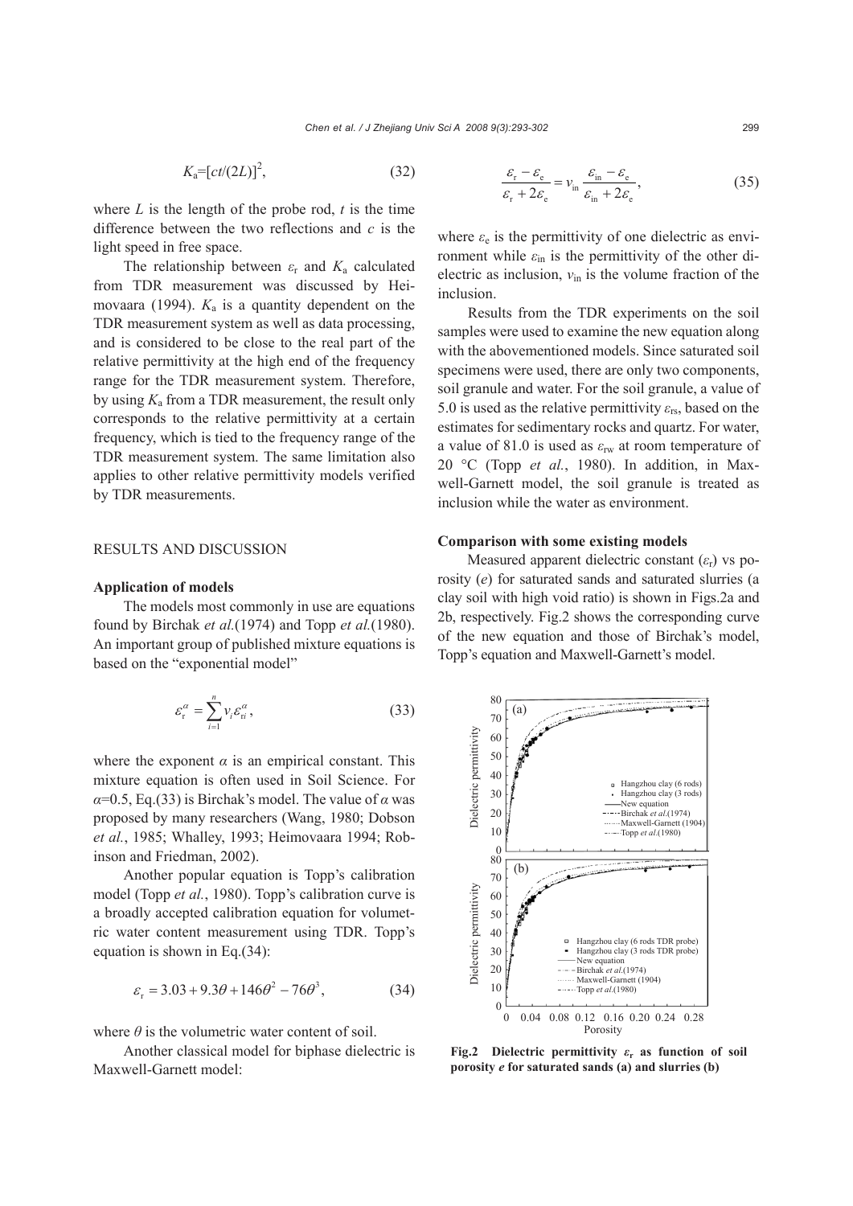$$K_a=[ct/(2L)]^2, \tag{32}$$

where $L$ is the length of the probe rod, $t$ is the time difference between the two reflections and $c$ is the light speed in free space.

The relationship between $\varepsilon_r$ and $K_a$ calculated from TDR measurement was discussed by Heimovaara (1994). $K_a$ is a quantity dependent on the TDR measurement system as well as data processing, and is considered to be close to the real part of the relative permittivity at the high end of the frequency range for the TDR measurement system. Therefore, by using $K_a$ from a TDR measurement, the result only corresponds to the relative permittivity at a certain frequency, which is tied to the frequency range of the TDR measurement system. The same limitation also applies to other relative permittivity models verified by TDR measurements.

## RESULTS AND DISCUSSION

### Application of models

The models most commonly in use are equations found by Birchak *et al.*(1974) and Topp *et al.*(1980). An important group of published mixture equations is based on the "exponential model"

$$\varepsilon_r^{\alpha}=\sum_{i=1}^{n} v_i \varepsilon_{ri}^{\alpha}, \tag{33}$$

where the exponent $\alpha$ is an empirical constant. This mixture equation is often used in Soil Science. For $\alpha$=0.5, Eq.(33) is Birchak's model. The value of $\alpha$ was proposed by many researchers (Wang, 1980; Dobson *et al.*, 1985; Whalley, 1993; Heimovaara 1994; Robinson and Friedman, 2002).

Another popular equation is Topp's calibration model (Topp *et al.*, 1980). Topp's calibration curve is a broadly accepted calibration equation for volumetric water content measurement using TDR. Topp's equation is shown in Eq.(34):

$$\varepsilon_r = 3.03 + 9.3\theta + 146\theta^2 - 76\theta^3, \tag{34}$$

where $\theta$ is the volumetric water content of soil.

Another classical model for biphase dielectric is Maxwell-Garnett model:

$$\frac{\varepsilon_r-\varepsilon_e}{\varepsilon_r+2\varepsilon_e}=v_{in}\frac{\varepsilon_{in}-\varepsilon_e}{\varepsilon_{in}+2\varepsilon_e}, \tag{35}$$

where $\varepsilon_e$ is the permittivity of one dielectric as environment while $\varepsilon_{in}$ is the permittivity of the other dielectric as inclusion, $v_{in}$ is the volume fraction of the inclusion.

Results from the TDR experiments on the soil samples were used to examine the new equation along with the abovementioned models. Since saturated soil specimens were used, there are only two components, soil granule and water. For the soil granule, a value of 5.0 is used as the relative permittivity $\varepsilon_{rs}$, based on the estimates for sedimentary rocks and quartz. For water, a value of 81.0 is used as $\varepsilon_{rw}$ at room temperature of 20 °C (Topp *et al.*, 1980). In addition, in Maxwell-Garnett model, the soil granule is treated as inclusion while the water as environment.

### Comparison with some existing models

Measured apparent dielectric constant ($\varepsilon_r$) vs porosity ($e$) for saturated sands and saturated slurries (a clay soil with high void ratio) is shown in Figs.2a and 2b, respectively. Fig.2 shows the corresponding curve of the new equation and those of Birchak's model, Topp's equation and Maxwell-Garnett's model.

**Fig.2 Dielectric permittivity $\varepsilon_r$ as function of soil porosity $e$ for saturated sands (a) and slurries (b)**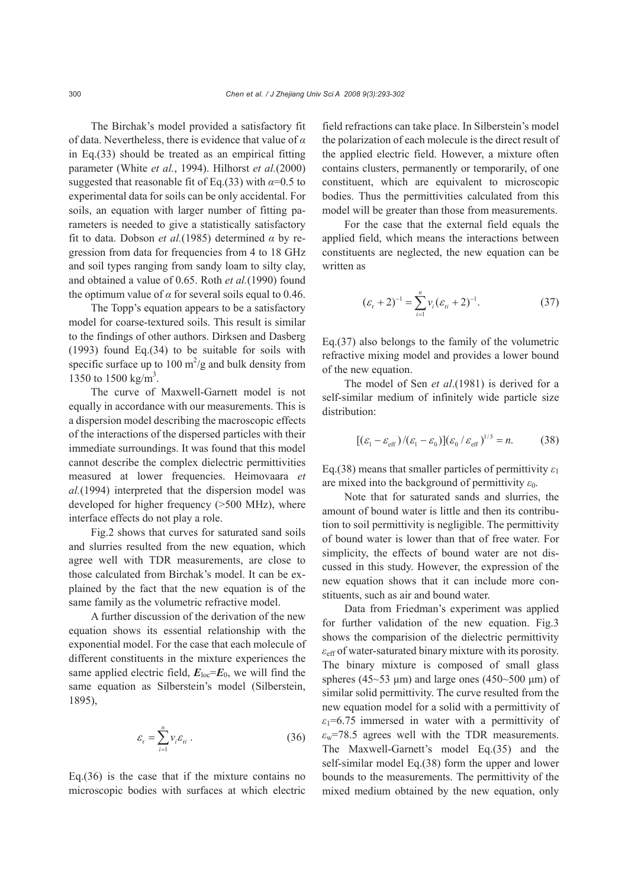The Birchak's model provided a satisfactory fit of data. Nevertheless, there is evidence that value of $\alpha$ in Eq.(33) should be treated as an empirical fitting parameter (White *et al.*, 1994). Hilhorst *et al.*(2000) suggested that reasonable fit of Eq.(33) with $\alpha$=0.5 to experimental data for soils can be only accidental. For soils, an equation with larger number of fitting parameters is needed to give a statistically satisfactory fit to data. Dobson *et al.*(1985) determined $\alpha$ by regression from data for frequencies from 4 to 18 GHz and soil types ranging from sandy loam to silty clay, and obtained a value of 0.65. Roth *et al.*(1990) found the optimum value of $\alpha$ for several soils equal to 0.46.

The Topp's equation appears to be a satisfactory model for coarse-textured soils. This result is similar to the findings of other authors. Dirksen and Dasberg (1993) found Eq.(34) to be suitable for soils with specific surface up to 100 $m^2$/g and bulk density from 1350 to 1500 kg/$m^3$.

The curve of Maxwell-Garnett model is not equally in accordance with our measurements. This is a dispersion model describing the macroscopic effects of the interactions of the dispersed particles with their immediate surroundings. It was found that this model cannot describe the complex dielectric permittivities measured at lower frequencies. Heimovaara *et al.*(1994) interpreted that the dispersion model was developed for higher frequency (>500 MHz), where interface effects do not play a role.

Fig.2 shows that curves for saturated sand soils and slurries resulted from the new equation, which agree well with TDR measurements, are close to those calculated from Birchak's model. It can be explained by the fact that the new equation is of the same family as the volumetric refractive model.

A further discussion of the derivation of the new equation shows its essential relationship with the exponential model. For the case that each molecule of different constituents in the mixture experiences the same applied electric field, $\boldsymbol{E}_{\rm loc}=\boldsymbol{E}_0$, we will find the same equation as Silberstein's model (Silberstein, 1895),

$$\varepsilon_{\rm r}=\sum_{i=1}^{n} v_i \varepsilon_{{\rm r}i}\ . \tag{36}$$

Eq.(36) is the case that if the mixture contains no microscopic bodies with surfaces at which electric field refractions can take place. In Silberstein's model the polarization of each molecule is the direct result of the applied electric field. However, a mixture often contains clusters, permanently or temporarily, of one constituent, which are equivalent to microscopic bodies. Thus the permittivities calculated from this model will be greater than those from measurements.

For the case that the external field equals the applied field, which means the interactions between constituents are neglected, the new equation can be written as

$$(\varepsilon_{\rm r}+2)^{-1}=\sum_{i=1}^{n} v_i(\varepsilon_{{\rm r}i}+2)^{-1}. \tag{37}$$

Eq.(37) also belongs to the family of the volumetric refractive mixing model and provides a lower bound of the new equation.

The model of Sen *et al*.(1981) is derived for a self-similar medium of infinitely wide particle size distribution:

$$[(\varepsilon_1-\varepsilon_{\rm eff})/(\varepsilon_1-\varepsilon_0)](\varepsilon_0/\varepsilon_{\rm eff})^{1/3}=n. \tag{38}$$

Eq.(38) means that smaller particles of permittivity $\varepsilon_1$ are mixed into the background of permittivity $\varepsilon_0$.

Note that for saturated sands and slurries, the amount of bound water is little and then its contribution to soil permittivity is negligible. The permittivity of bound water is lower than that of free water. For simplicity, the effects of bound water are not discussed in this study. However, the expression of the new equation shows that it can include more constituents, such as air and bound water.

Data from Friedman's experiment was applied for further validation of the new equation. Fig.3 shows the comparision of the dielectric permittivity $\varepsilon_{\rm eff}$ of water-saturated binary mixture with its porosity. The binary mixture is composed of small glass spheres (45~53 μm) and large ones (450~500 μm) of similar solid permittivity. The curve resulted from the new equation model for a solid with a permittivity of $\varepsilon_1$=6.75 immersed in water with a permittivity of $\varepsilon_{\rm w}$=78.5 agrees well with the TDR measurements. The Maxwell-Garnett's model Eq.(35) and the self-similar model Eq.(38) form the upper and lower bounds to the measurements. The permittivity of the mixed medium obtained by the new equation, only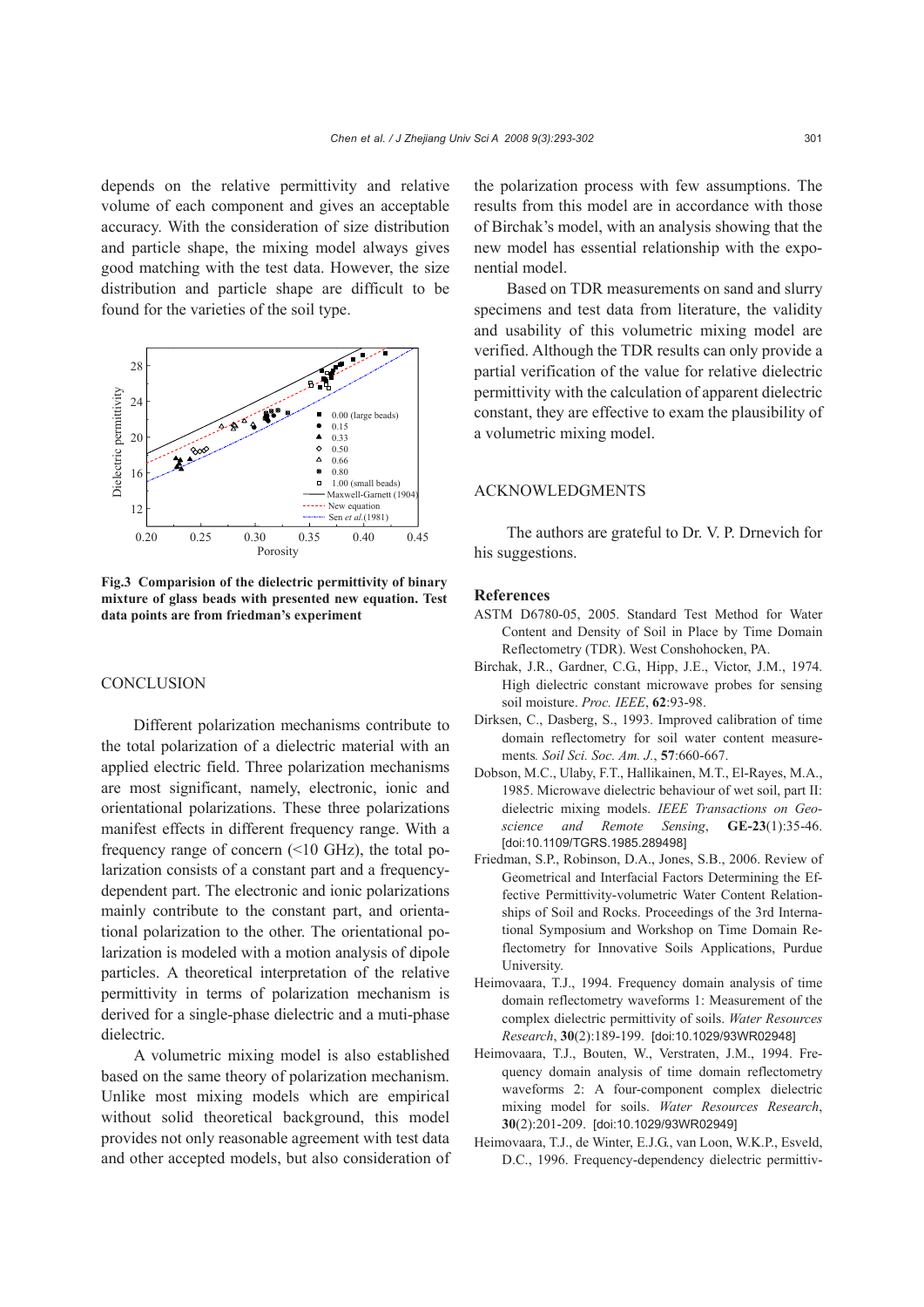depends on the relative permittivity and relative volume of each component and gives an acceptable accuracy. With the consideration of size distribution and particle shape, the mixing model always gives good matching with the test data. However, the size distribution and particle shape are difficult to be found for the varieties of the soil type.

**Fig.3 Comparision of the dielectric permittivity of binary mixture of glass beads with presented new equation. Test data points are from friedman's experiment**

## CONCLUSION

Different polarization mechanisms contribute to the total polarization of a dielectric material with an applied electric field. Three polarization mechanisms are most significant, namely, electronic, ionic and orientational polarizations. These three polarizations manifest effects in different frequency range. With a frequency range of concern (<10 GHz), the total polarization consists of a constant part and a frequency-dependent part. The electronic and ionic polarizations mainly contribute to the constant part, and orientational polarization to the other. The orientational polarization is modeled with a motion analysis of dipole particles. A theoretical interpretation of the relative permittivity in terms of polarization mechanism is derived for a single-phase dielectric and a muti-phase dielectric.

A volumetric mixing model is also established based on the same theory of polarization mechanism. Unlike most mixing models which are empirical without solid theoretical background, this model provides not only reasonable agreement with test data and other accepted models, but also consideration of the polarization process with few assumptions. The results from this model are in accordance with those of Birchak's model, with an analysis showing that the new model has essential relationship with the exponential model.

Based on TDR measurements on sand and slurry specimens and test data from literature, the validity and usability of this volumetric mixing model are verified. Although the TDR results can only provide a partial verification of the value for relative dielectric permittivity with the calculation of apparent dielectric constant, they are effective to exam the plausibility of a volumetric mixing model.

## ACKNOWLEDGMENTS

The authors are grateful to Dr. V. P. Drnevich for his suggestions.

## References

ASTM D6780-05, 2005. Standard Test Method for Water Content and Density of Soil in Place by Time Domain Reflectometry (TDR). West Conshohocken, PA.

Birchak, J.R., Gardner, C.G., Hipp, J.E., Victor, J.M., 1974. High dielectric constant microwave probes for sensing soil moisture. *Proc. IEEE*, **62**:93-98.

Dirksen, C., Dasberg, S., 1993. Improved calibration of time domain reflectometry for soil water content measurements. *Soil Sci. Soc. Am. J.*, **57**:660-667.

Dobson, M.C., Ulaby, F.T., Hallikainen, M.T., El-Rayes, M.A., 1985. Microwave dielectric behaviour of wet soil, part II: dielectric mixing models. *IEEE Transactions on Geoscience and Remote Sensing*, **GE-23**(1):35-46. [doi:10.1109/TGRS.1985.289498]

Friedman, S.P., Robinson, D.A., Jones, S.B., 2006. Review of Geometrical and Interfacial Factors Determining the Effective Permittivity-volumetric Water Content Relationships of Soil and Rocks. Proceedings of the 3rd International Symposium and Workshop on Time Domain Reflectometry for Innovative Soils Applications, Purdue University.

Heimovaara, T.J., 1994. Frequency domain analysis of time domain reflectometry waveforms 1: Measurement of the complex dielectric permittivity of soils. *Water Resources Research*, **30**(2):189-199. [doi:10.1029/93WR02948]

Heimovaara, T.J., Bouten, W., Verstraten, J.M., 1994. Frequency domain analysis of time domain reflectometry waveforms 2: A four-component complex dielectric mixing model for soils. *Water Resources Research*, **30**(2):201-209. [doi:10.1029/93WR02949]

Heimovaara, T.J., de Winter, E.J.G., van Loon, W.K.P., Esveld, D.C., 1996. Frequency-dependency dielectric permittiv-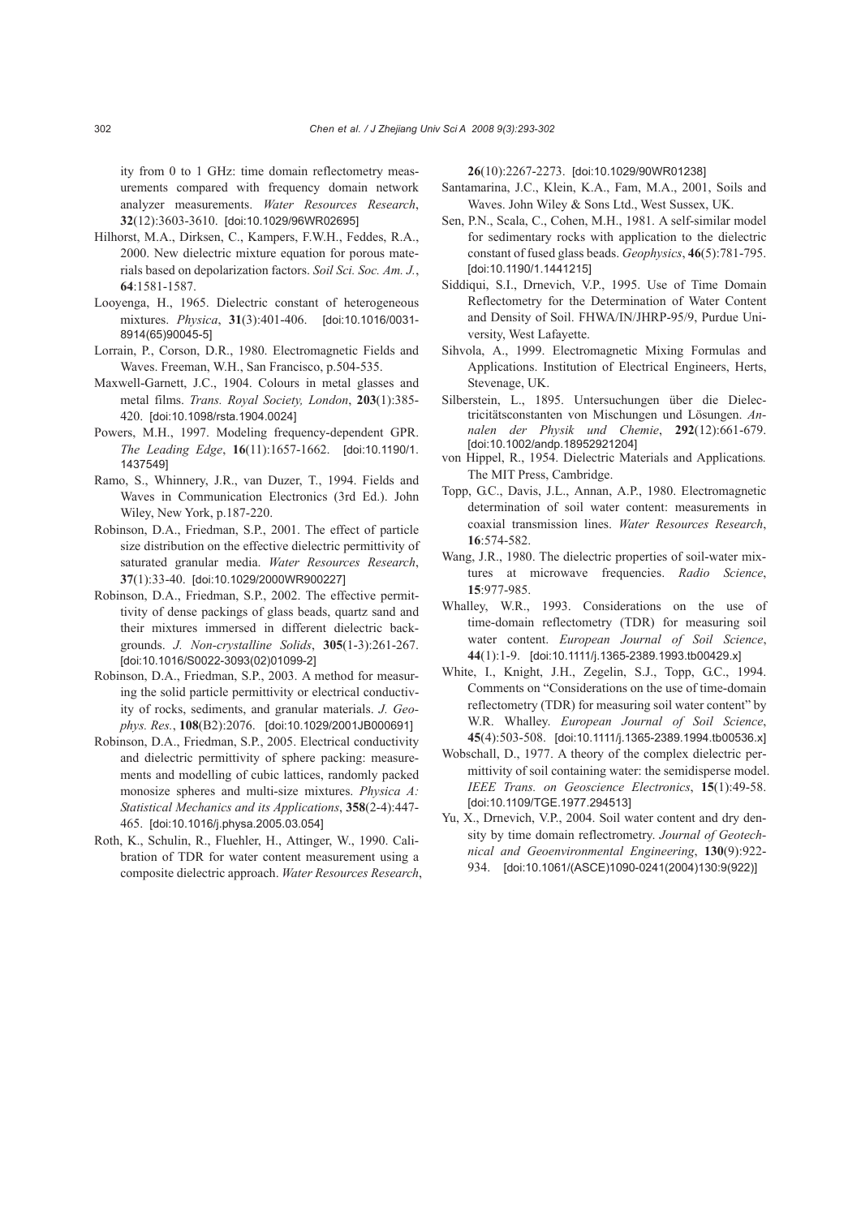ity from 0 to 1 GHz: time domain reflectometry measurements compared with frequency domain network analyzer measurements. *Water Resources Research*, **32**(12):3603-3610. [doi:10.1029/96WR02695]

Hilhorst, M.A., Dirksen, C., Kampers, F.W.H., Feddes, R.A., 2000. New dielectric mixture equation for porous materials based on depolarization factors. *Soil Sci. Soc. Am. J.*, **64**:1581-1587.

Looyenga, H., 1965. Dielectric constant of heterogeneous mixtures. *Physica*, **31**(3):401-406. [doi:10.1016/0031-8914(65)90045-5]

Lorrain, P., Corson, D.R., 1980. Electromagnetic Fields and Waves. Freeman, W.H., San Francisco, p.504-535.

Maxwell-Garnett, J.C., 1904. Colours in metal glasses and metal films. *Trans. Royal Society, London*, **203**(1):385-420. [doi:10.1098/rsta.1904.0024]

Powers, M.H., 1997. Modeling frequency-dependent GPR. *The Leading Edge*, **16**(11):1657-1662. [doi:10.1190/1.1437549]

Ramo, S., Whinnery, J.R., van Duzer, T., 1994. Fields and Waves in Communication Electronics (3rd Ed.). John Wiley, New York, p.187-220.

Robinson, D.A., Friedman, S.P., 2001. The effect of particle size distribution on the effective dielectric permittivity of saturated granular media. *Water Resources Research*, **37**(1):33-40. [doi:10.1029/2000WR900227]

Robinson, D.A., Friedman, S.P., 2002. The effective permittivity of dense packings of glass beads, quartz sand and their mixtures immersed in different dielectric backgrounds. *J. Non-crystalline Solids*, **305**(1-3):261-267. [doi:10.1016/S0022-3093(02)01099-2]

Robinson, D.A., Friedman, S.P., 2003. A method for measuring the solid particle permittivity or electrical conductivity of rocks, sediments, and granular materials. *J. Geophys. Res.*, **108**(B2):2076. [doi:10.1029/2001JB000691]

Robinson, D.A., Friedman, S.P., 2005. Electrical conductivity and dielectric permittivity of sphere packing: measurements and modelling of cubic lattices, randomly packed monosize spheres and multi-size mixtures. *Physica A: Statistical Mechanics and its Applications*, **358**(2-4):447-465. [doi:10.1016/j.physa.2005.03.054]

Roth, K., Schulin, R., Fluehler, H., Attinger, W., 1990. Calibration of TDR for water content measurement using a composite dielectric approach. *Water Resources Research*, **26**(10):2267-2273. [doi:10.1029/90WR01238]

Santamarina, J.C., Klein, K.A., Fam, M.A., 2001, Soils and Waves. John Wiley & Sons Ltd., West Sussex, UK.

Sen, P.N., Scala, C., Cohen, M.H., 1981. A self-similar model for sedimentary rocks with application to the dielectric constant of fused glass beads. *Geophysics*, **46**(5):781-795. [doi:10.1190/1.1441215]

Siddiqui, S.I., Drnevich, V.P., 1995. Use of Time Domain Reflectometry for the Determination of Water Content and Density of Soil. FHWA/IN/JHRP-95/9, Purdue University, West Lafayette.

Sihvola, A., 1999. Electromagnetic Mixing Formulas and Applications. Institution of Electrical Engineers, Herts, Stevenage, UK.

Silberstein, L., 1895. Untersuchungen über die Dielectricitätsconstanten von Mischungen und Lösungen. *Annalen der Physik und Chemie*, **292**(12):661-679. [doi:10.1002/andp.18952921204]

von Hippel, R., 1954. Dielectric Materials and Applications. The MIT Press, Cambridge.

Topp, G.C., Davis, J.L., Annan, A.P., 1980. Electromagnetic determination of soil water content: measurements in coaxial transmission lines. *Water Resources Research*, **16**:574-582.

Wang, J.R., 1980. The dielectric properties of soil-water mixtures at microwave frequencies. *Radio Science*, **15**:977-985.

Whalley, W.R., 1993. Considerations on the use of time-domain reflectometry (TDR) for measuring soil water content. *European Journal of Soil Science*, **44**(1):1-9. [doi:10.1111/j.1365-2389.1993.tb00429.x]

White, I., Knight, J.H., Zegelin, S.J., Topp, G.C., 1994. Comments on "Considerations on the use of time-domain reflectometry (TDR) for measuring soil water content" by W.R. Whalley. *European Journal of Soil Science*, **45**(4):503-508. [doi:10.1111/j.1365-2389.1994.tb00536.x]

Wobschall, D., 1977. A theory of the complex dielectric permittivity of soil containing water: the semidisperse model. *IEEE Trans. on Geoscience Electronics*, **15**(1):49-58. [doi:10.1109/TGE.1977.294513]

Yu, X., Drnevich, V.P., 2004. Soil water content and dry density by time domain reflectometry. *Journal of Geotechnical and Geoenvironmental Engineering*, **130**(9):922-934. [doi:10.1061/(ASCE)1090-0241(2004)130:9(922)]